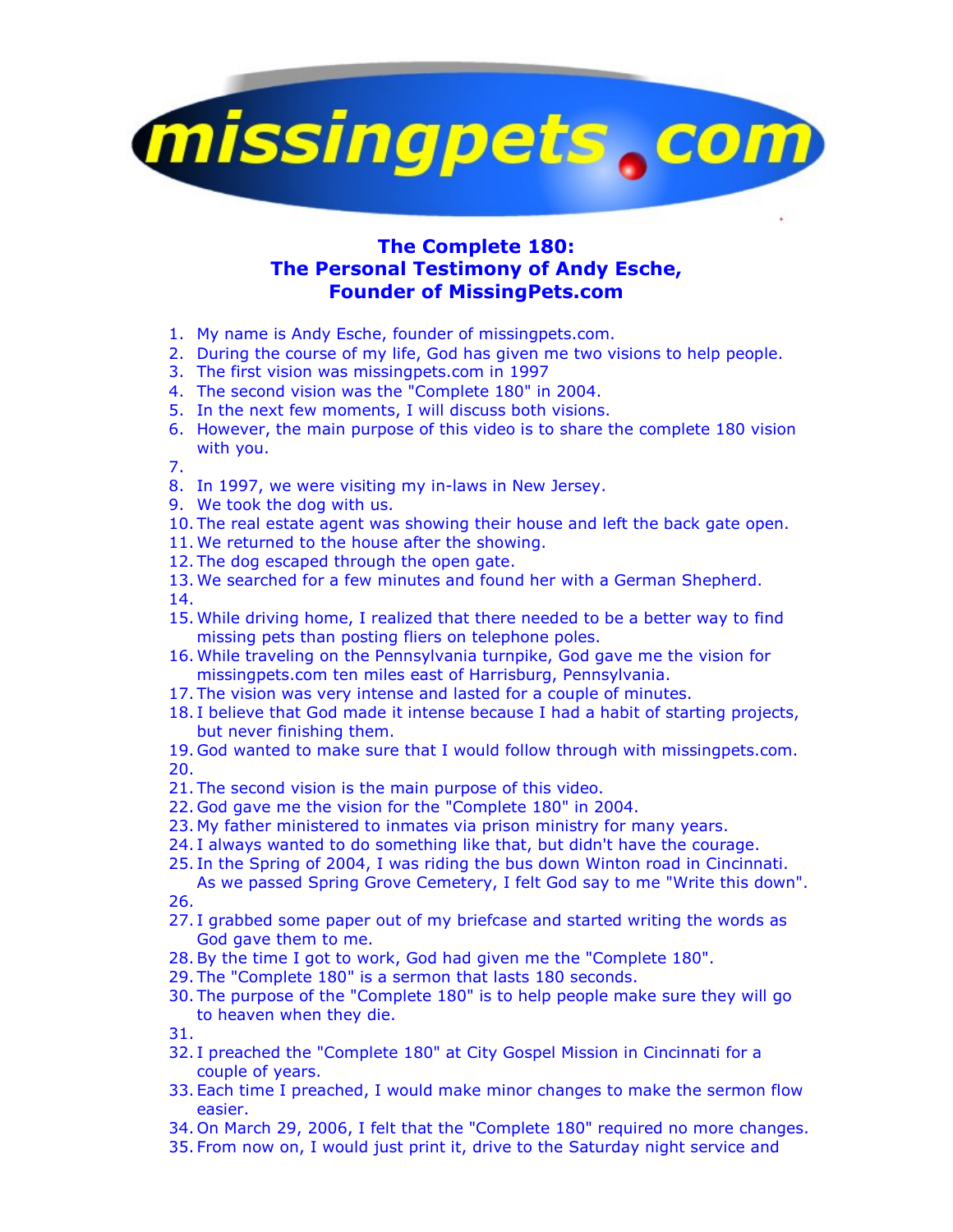missingpets.com

# The Complete 180: The Personal Testimony of Andy Esche, Founder of MissingPets.com

1. My name is Andy Esche, founder of missingpets.com.
2. During the course of my life, God has given me two visions to help people.
3. The first vision was missingpets.com in 1997
4. The second vision was the "Complete 180" in 2004.
5. In the next few moments, I will discuss both visions.
6. However, the main purpose of this video is to share the complete 180 vision with you.
7. 
8. In 1997, we were visiting my in-laws in New Jersey.
9. We took the dog with us.
10. The real estate agent was showing their house and left the back gate open.
11. We returned to the house after the showing.
12. The dog escaped through the open gate.
13. We searched for a few minutes and found her with a German Shepherd.
14. 
15. While driving home, I realized that there needed to be a better way to find missing pets than posting fliers on telephone poles.
16. While traveling on the Pennsylvania turnpike, God gave me the vision for missingpets.com ten miles east of Harrisburg, Pennsylvania.
17. The vision was very intense and lasted for a couple of minutes.
18. I believe that God made it intense because I had a habit of starting projects, but never finishing them.
19. God wanted to make sure that I would follow through with missingpets.com.
20. 
21. The second vision is the main purpose of this video.
22. God gave me the vision for the "Complete 180" in 2004.
23. My father ministered to inmates via prison ministry for many years.
24. I always wanted to do something like that, but didn't have the courage.
25. In the Spring of 2004, I was riding the bus down Winton road in Cincinnati. As we passed Spring Grove Cemetery, I felt God say to me "Write this down".
26. 
27. I grabbed some paper out of my briefcase and started writing the words as God gave them to me.
28. By the time I got to work, God had given me the "Complete 180".
29. The "Complete 180" is a sermon that lasts 180 seconds.
30. The purpose of the "Complete 180" is to help people make sure they will go to heaven when they die.
31. 
32. I preached the "Complete 180" at City Gospel Mission in Cincinnati for a couple of years.
33. Each time I preached, I would make minor changes to make the sermon flow easier.
34. On March 29, 2006, I felt that the "Complete 180" required no more changes.
35. From now on, I would just print it, drive to the Saturday night service and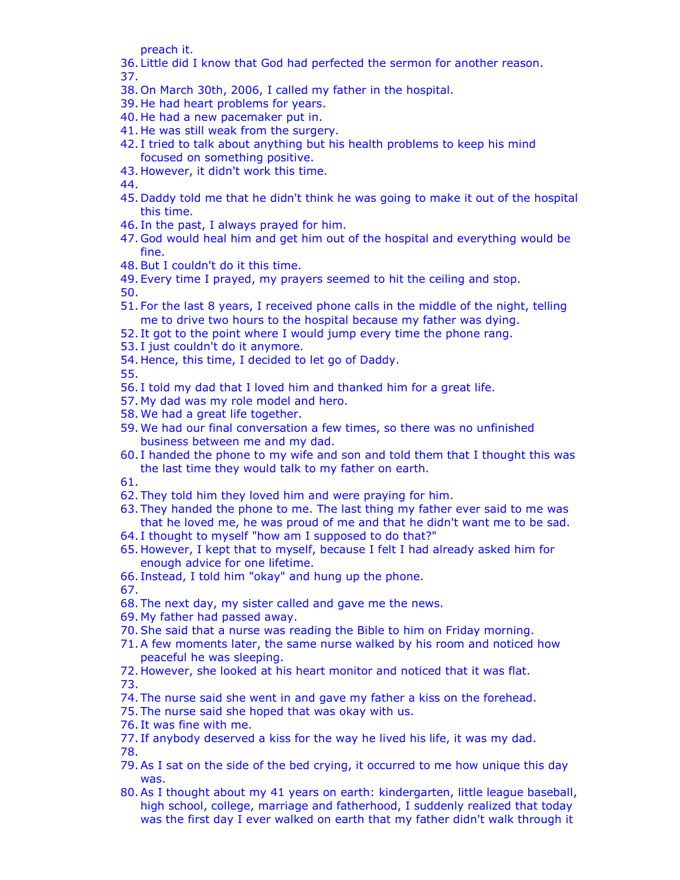preach it.

36. Little did I know that God had perfected the sermon for another reason.
37.
38. On March 30th, 2006, I called my father in the hospital.
39. He had heart problems for years.
40. He had a new pacemaker put in.
41. He was still weak from the surgery.
42. I tried to talk about anything but his health problems to keep his mind focused on something positive.
43. However, it didn't work this time.
44.
45. Daddy told me that he didn't think he was going to make it out of the hospital this time.
46. In the past, I always prayed for him.
47. God would heal him and get him out of the hospital and everything would be fine.
48. But I couldn't do it this time.
49. Every time I prayed, my prayers seemed to hit the ceiling and stop.
50.
51. For the last 8 years, I received phone calls in the middle of the night, telling me to drive two hours to the hospital because my father was dying.
52. It got to the point where I would jump every time the phone rang.
53. I just couldn't do it anymore.
54. Hence, this time, I decided to let go of Daddy.
55.
56. I told my dad that I loved him and thanked him for a great life.
57. My dad was my role model and hero.
58. We had a great life together.
59. We had our final conversation a few times, so there was no unfinished business between me and my dad.
60. I handed the phone to my wife and son and told them that I thought this was the last time they would talk to my father on earth.
61.
62. They told him they loved him and were praying for him.
63. They handed the phone to me. The last thing my father ever said to me was that he loved me, he was proud of me and that he didn't want me to be sad.
64. I thought to myself "how am I supposed to do that?"
65. However, I kept that to myself, because I felt I had already asked him for enough advice for one lifetime.
66. Instead, I told him "okay" and hung up the phone.
67.
68. The next day, my sister called and gave me the news.
69. My father had passed away.
70. She said that a nurse was reading the Bible to him on Friday morning.
71. A few moments later, the same nurse walked by his room and noticed how peaceful he was sleeping.
72. However, she looked at his heart monitor and noticed that it was flat.
73.
74. The nurse said she went in and gave my father a kiss on the forehead.
75. The nurse said she hoped that was okay with us.
76. It was fine with me.
77. If anybody deserved a kiss for the way he lived his life, it was my dad.
78.
79. As I sat on the side of the bed crying, it occurred to me how unique this day was.
80. As I thought about my 41 years on earth: kindergarten, little league baseball, high school, college, marriage and fatherhood, I suddenly realized that today was the first day I ever walked on earth that my father didn't walk through it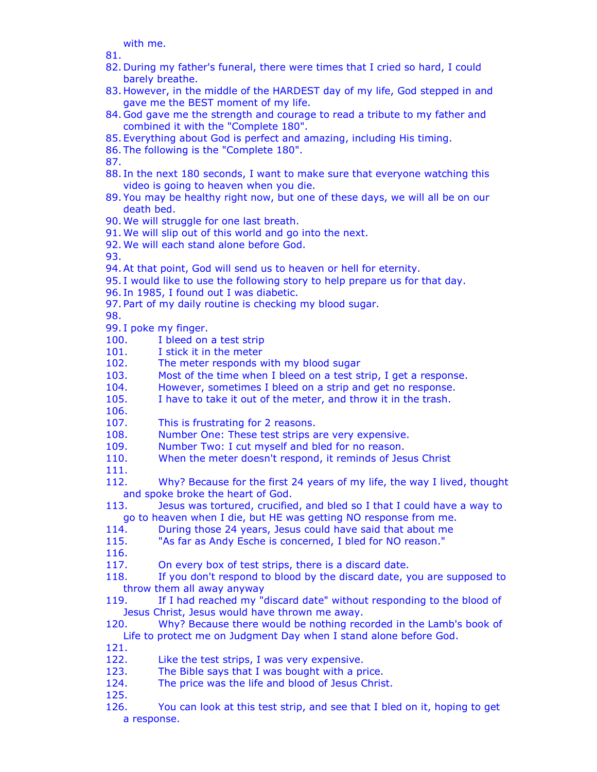with me.

81.
82. During my father's funeral, there were times that I cried so hard, I could barely breathe.
83. However, in the middle of the HARDEST day of my life, God stepped in and gave me the BEST moment of my life.
84. God gave me the strength and courage to read a tribute to my father and combined it with the "Complete 180".
85. Everything about God is perfect and amazing, including His timing.
86. The following is the "Complete 180".
87.
88. In the next 180 seconds, I want to make sure that everyone watching this video is going to heaven when you die.
89. You may be healthy right now, but one of these days, we will all be on our death bed.
90. We will struggle for one last breath.
91. We will slip out of this world and go into the next.
92. We will each stand alone before God.
93.
94. At that point, God will send us to heaven or hell for eternity.
95. I would like to use the following story to help prepare us for that day.
96. In 1985, I found out I was diabetic.
97. Part of my daily routine is checking my blood sugar.
98.
99. I poke my finger.
100. I bleed on a test strip
101. I stick it in the meter
102. The meter responds with my blood sugar
103. Most of the time when I bleed on a test strip, I get a response.
104. However, sometimes I bleed on a strip and get no response.
105. I have to take it out of the meter, and throw it in the trash.
106.
107. This is frustrating for 2 reasons.
108. Number One: These test strips are very expensive.
109. Number Two: I cut myself and bled for no reason.
110. When the meter doesn't respond, it reminds of Jesus Christ
111.
112. Why? Because for the first 24 years of my life, the way I lived, thought and spoke broke the heart of God.
113. Jesus was tortured, crucified, and bled so I that I could have a way to go to heaven when I die, but HE was getting NO response from me.
114. During those 24 years, Jesus could have said that about me
115. "As far as Andy Esche is concerned, I bled for NO reason."
116.
117. On every box of test strips, there is a discard date.
118. If you don't respond to blood by the discard date, you are supposed to throw them all away anyway
119. If I had reached my "discard date" without responding to the blood of Jesus Christ, Jesus would have thrown me away.
120. Why? Because there would be nothing recorded in the Lamb's book of Life to protect me on Judgment Day when I stand alone before God.
121.
122. Like the test strips, I was very expensive.
123. The Bible says that I was bought with a price.
124. The price was the life and blood of Jesus Christ.
125.
126. You can look at this test strip, and see that I bled on it, hoping to get a response.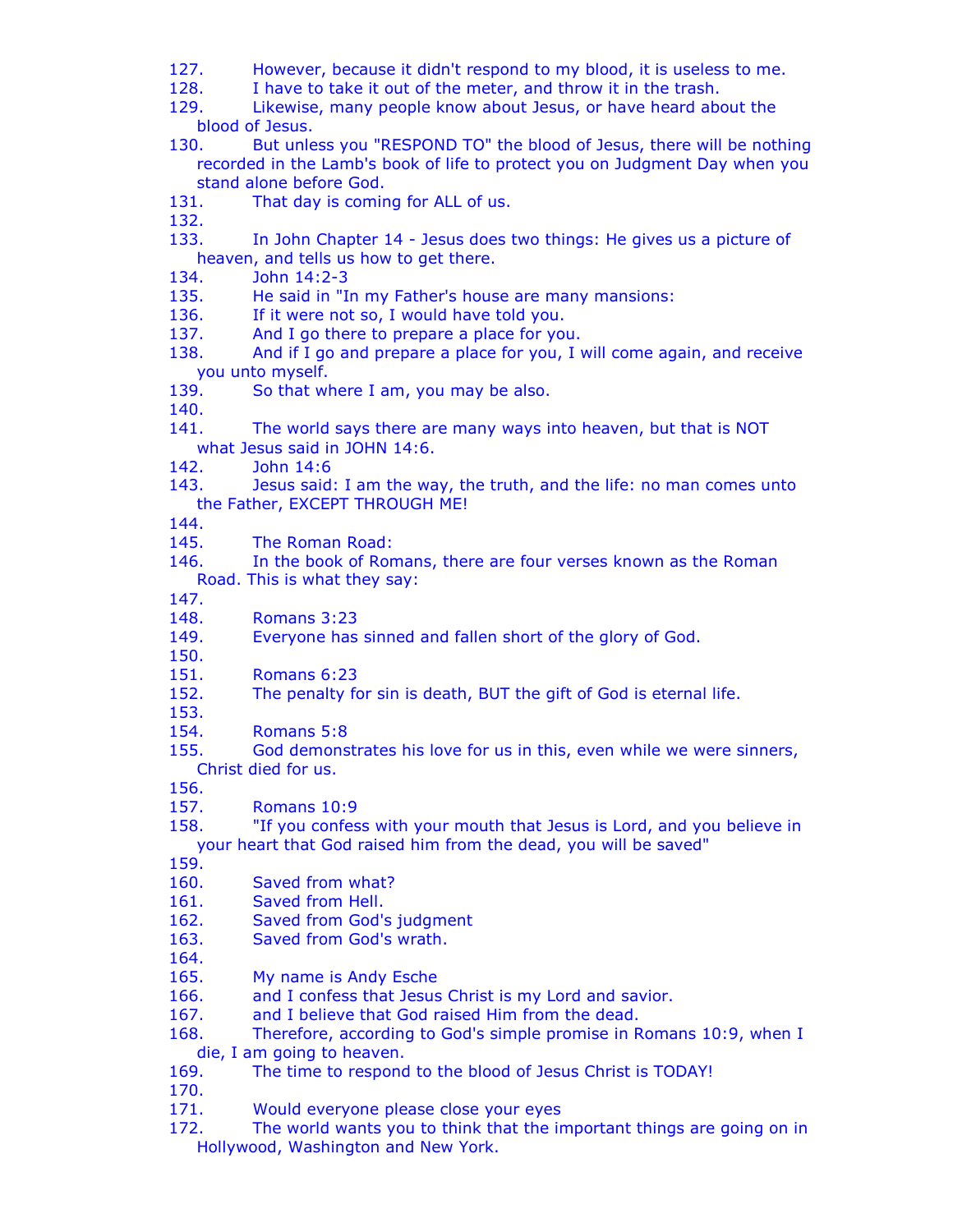127. However, because it didn't respond to my blood, it is useless to me.
128. I have to take it out of the meter, and throw it in the trash.
129. Likewise, many people know about Jesus, or have heard about the blood of Jesus.
130. But unless you "RESPOND TO" the blood of Jesus, there will be nothing recorded in the Lamb's book of life to protect you on Judgment Day when you stand alone before God.
131. That day is coming for ALL of us.
132.
133. In John Chapter 14 - Jesus does two things: He gives us a picture of heaven, and tells us how to get there.
134. John 14:2-3
135. He said in "In my Father's house are many mansions:
136. If it were not so, I would have told you.
137. And I go there to prepare a place for you.
138. And if I go and prepare a place for you, I will come again, and receive you unto myself.
139. So that where I am, you may be also.
140.
141. The world says there are many ways into heaven, but that is NOT what Jesus said in JOHN 14:6.
142. John 14:6
143. Jesus said: I am the way, the truth, and the life: no man comes unto the Father, EXCEPT THROUGH ME!
144.
145. The Roman Road:
146. In the book of Romans, there are four verses known as the Roman Road. This is what they say:
147.
148. Romans 3:23
149. Everyone has sinned and fallen short of the glory of God.
150.
151. Romans 6:23
152. The penalty for sin is death, BUT the gift of God is eternal life.
153.
154. Romans 5:8
155. God demonstrates his love for us in this, even while we were sinners, Christ died for us.
156.
157. Romans 10:9
158. "If you confess with your mouth that Jesus is Lord, and you believe in your heart that God raised him from the dead, you will be saved"
159.
160. Saved from what?
161. Saved from Hell.
162. Saved from God's judgment
163. Saved from God's wrath.
164.
165. My name is Andy Esche
166. and I confess that Jesus Christ is my Lord and savior.
167. and I believe that God raised Him from the dead.
168. Therefore, according to God's simple promise in Romans 10:9, when I die, I am going to heaven.
169. The time to respond to the blood of Jesus Christ is TODAY!
170.
171. Would everyone please close your eyes
172. The world wants you to think that the important things are going on in Hollywood, Washington and New York.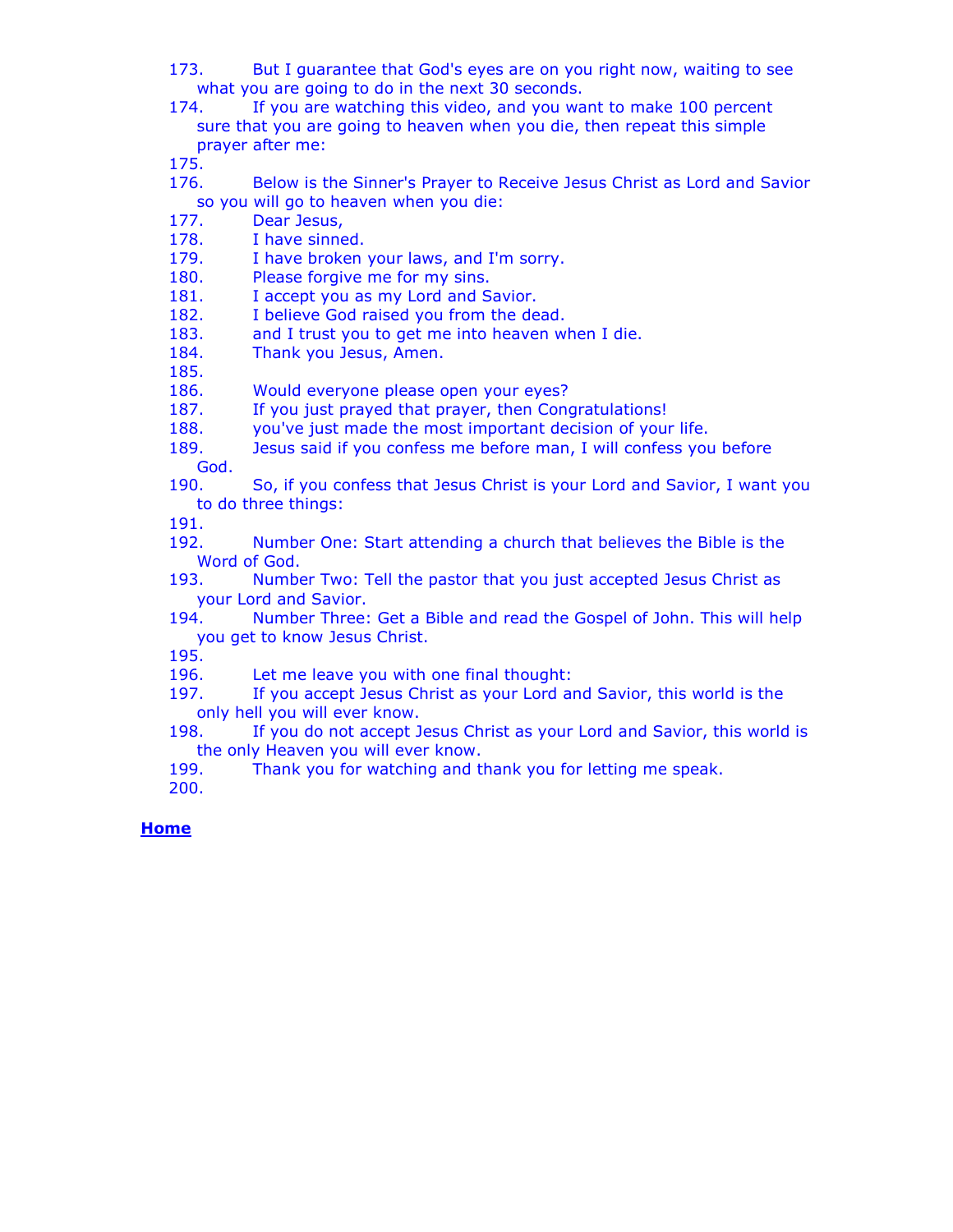173. But I guarantee that God's eyes are on you right now, waiting to see what you are going to do in the next 30 seconds.
174. If you are watching this video, and you want to make 100 percent sure that you are going to heaven when you die, then repeat this simple prayer after me:
175.
176. Below is the Sinner's Prayer to Receive Jesus Christ as Lord and Savior so you will go to heaven when you die:
177. Dear Jesus,
178. I have sinned.
179. I have broken your laws, and I'm sorry.
180. Please forgive me for my sins.
181. I accept you as my Lord and Savior.
182. I believe God raised you from the dead.
183. and I trust you to get me into heaven when I die.
184. Thank you Jesus, Amen.
185.
186. Would everyone please open your eyes?
187. If you just prayed that prayer, then Congratulations!
188. you've just made the most important decision of your life.
189. Jesus said if you confess me before man, I will confess you before God.
190. So, if you confess that Jesus Christ is your Lord and Savior, I want you to do three things:
191.
192. Number One: Start attending a church that believes the Bible is the Word of God.
193. Number Two: Tell the pastor that you just accepted Jesus Christ as your Lord and Savior.
194. Number Three: Get a Bible and read the Gospel of John. This will help you get to know Jesus Christ.
195.
196. Let me leave you with one final thought:
197. If you accept Jesus Christ as your Lord and Savior, this world is the only hell you will ever know.
198. If you do not accept Jesus Christ as your Lord and Savior, this world is the only Heaven you will ever know.
199. Thank you for watching and thank you for letting me speak.
200.

**Home**